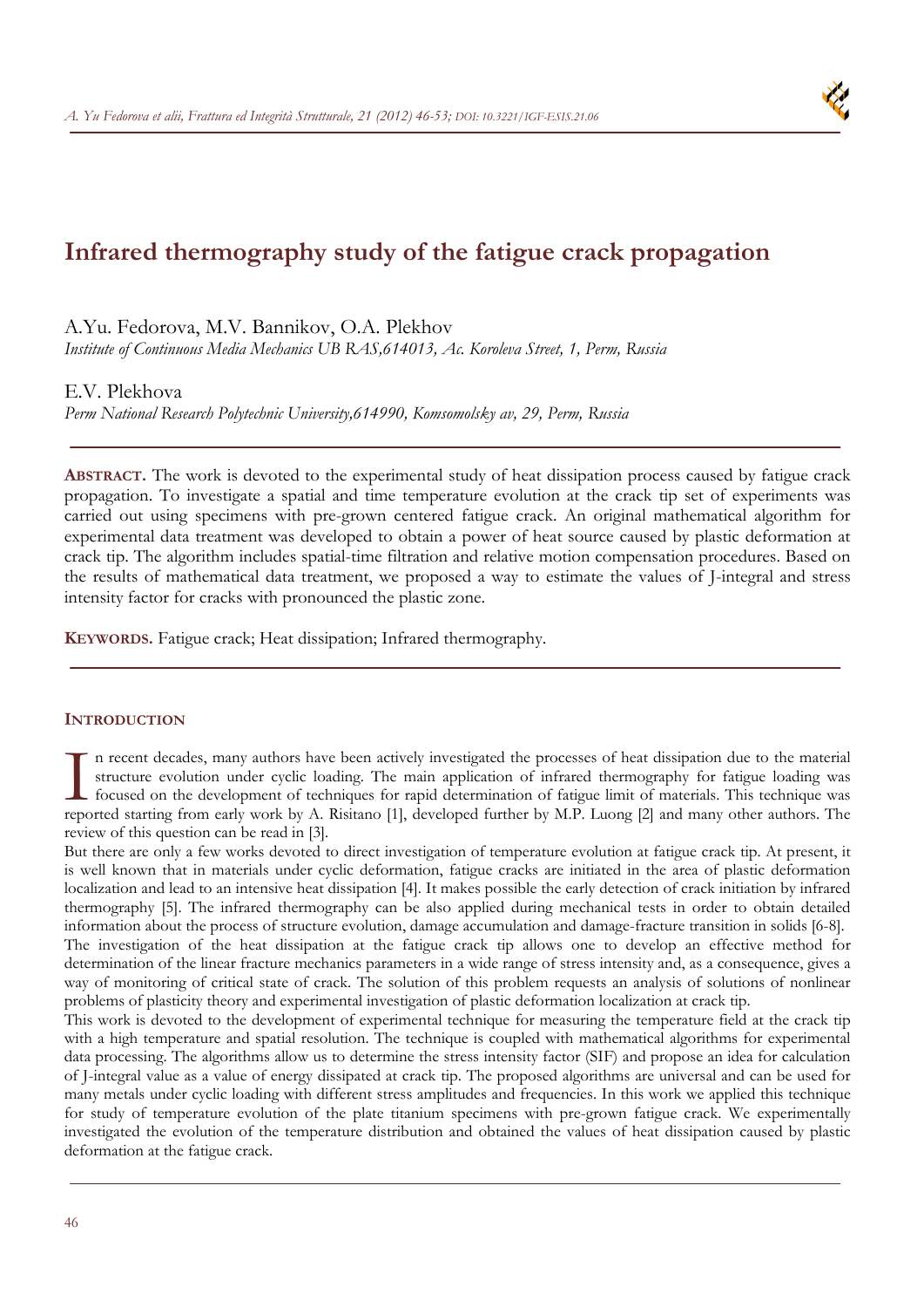# Infrared thermography study of the fatigue crack propagation

A.Yu. Fedorova, M.V. Bannikov, O.A. Plekhov

*Institute of Continuous Media Mechanics UB RAS,614013, Ac. Koroleva Street, 1, Perm, Russia*

E.V. Plekhova

*Perm National Research Polytechnic University,614990, Komsomolsky av, 29, Perm, Russia*

---

**ABSTRACT.** The work is devoted to the experimental study of heat dissipation process caused by fatigue crack propagation. To investigate a spatial and time temperature evolution at the crack tip set of experiments was carried out using specimens with pre-grown centered fatigue crack. An original mathematical algorithm for experimental data treatment was developed to obtain a power of heat source caused by plastic deformation at crack tip. The algorithm includes spatial-time filtration and relative motion compensation procedures. Based on the results of mathematical data treatment, we proposed a way to estimate the values of J-integral and stress intensity factor for cracks with pronounced the plastic zone.

**KEYWORDS.** Fatigue crack; Heat dissipation; Infrared thermography.

---

## INTRODUCTION

In recent decades, many authors have been actively investigated the processes of heat dissipation due to the material structure evolution under cyclic loading. The main application of infrared thermography for fatigue loading was focused on the development of techniques for rapid determination of fatigue limit of materials. This technique was reported starting from early work by A. Risitano [1], developed further by M.P. Luong [2] and many other authors. The review of this question can be read in [3].

But there are only a few works devoted to direct investigation of temperature evolution at fatigue crack tip. At present, it is well known that in materials under cyclic deformation, fatigue cracks are initiated in the area of plastic deformation localization and lead to an intensive heat dissipation [4]. It makes possible the early detection of crack initiation by infrared thermography [5]. The infrared thermography can be also applied during mechanical tests in order to obtain detailed information about the process of structure evolution, damage accumulation and damage-fracture transition in solids [6-8].

The investigation of the heat dissipation at the fatigue crack tip allows one to develop an effective method for determination of the linear fracture mechanics parameters in a wide range of stress intensity and, as a consequence, gives a way of monitoring of critical state of crack. The solution of this problem requests an analysis of solutions of nonlinear problems of plasticity theory and experimental investigation of plastic deformation localization at crack tip.

This work is devoted to the development of experimental technique for measuring the temperature field at the crack tip with a high temperature and spatial resolution. The technique is coupled with mathematical algorithms for experimental data processing. The algorithms allow us to determine the stress intensity factor (SIF) and propose an idea for calculation of J-integral value as a value of energy dissipated at crack tip. The proposed algorithms are universal and can be used for many metals under cyclic loading with different stress amplitudes and frequencies. In this work we applied this technique for study of temperature evolution of the plate titanium specimens with pre-grown fatigue crack. We experimentally investigated the evolution of the temperature distribution and obtained the values of heat dissipation caused by plastic deformation at the fatigue crack.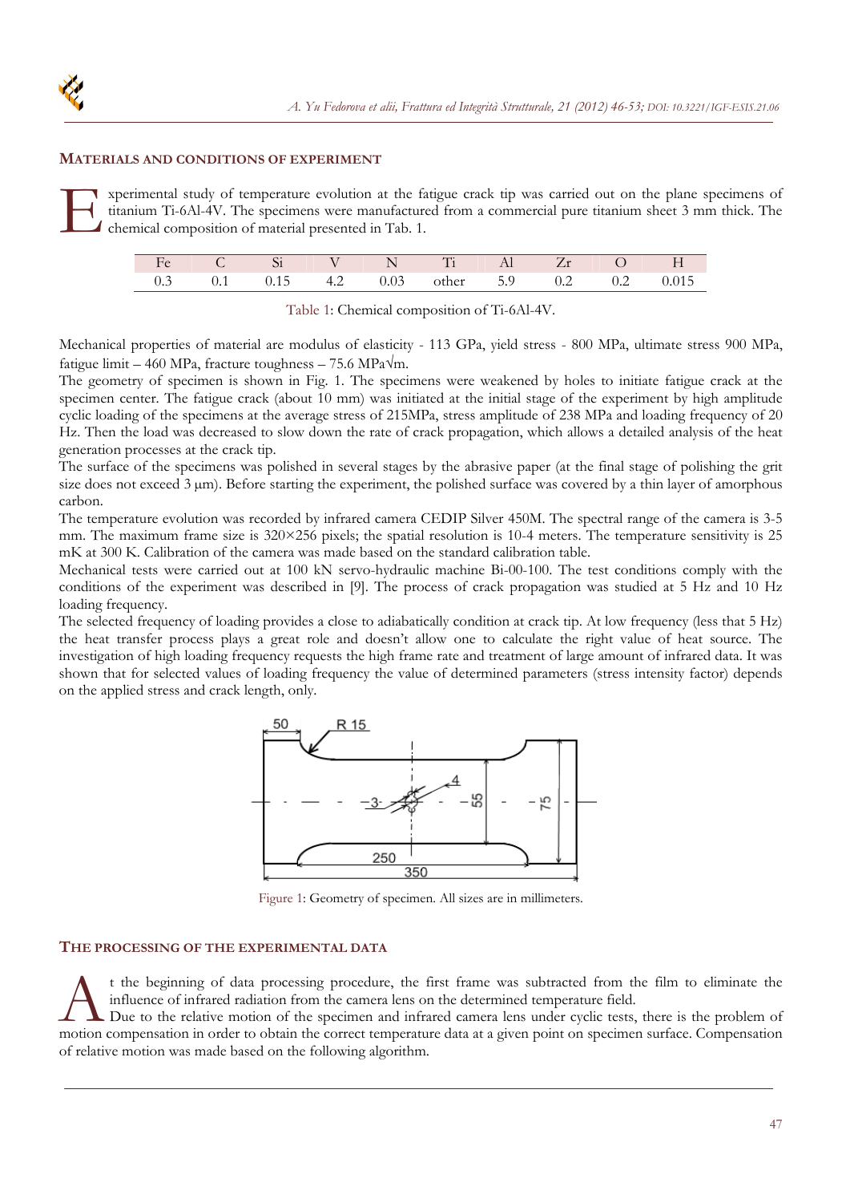## MATERIALS AND CONDITIONS OF EXPERIMENT

Experimental study of temperature evolution at the fatigue crack tip was carried out on the plane specimens of titanium Ti-6Al-4V. The specimens were manufactured from a commercial pure titanium sheet 3 mm thick. The chemical composition of material presented in Tab. 1.

| Fe | C | Si | V | N | Ti | Al | Zr | O | H |
|---|---|---|---|---|---|---|---|---|---|
| 0.3 | 0.1 | 0.15 | 4.2 | 0.03 | other | 5.9 | 0.2 | 0.2 | 0.015 |

Table 1: Chemical composition of Ti-6Al-4V.

Mechanical properties of material are modulus of elasticity - 113 GPa, yield stress - 800 MPa, ultimate stress 900 MPa, fatigue limit – 460 MPa, fracture toughness – 75.6 MPa√m.

The geometry of specimen is shown in Fig. 1. The specimens were weakened by holes to initiate fatigue crack at the specimen center. The fatigue crack (about 10 mm) was initiated at the initial stage of the experiment by high amplitude cyclic loading of the specimens at the average stress of 215MPa, stress amplitude of 238 MPa and loading frequency of 20 Hz. Then the load was decreased to slow down the rate of crack propagation, which allows a detailed analysis of the heat generation processes at the crack tip.

The surface of the specimens was polished in several stages by the abrasive paper (at the final stage of polishing the grit size does not exceed 3 μm). Before starting the experiment, the polished surface was covered by a thin layer of amorphous carbon.

The temperature evolution was recorded by infrared camera CEDIP Silver 450M. The spectral range of the camera is 3-5 mm. The maximum frame size is 320×256 pixels; the spatial resolution is 10-4 meters. The temperature sensitivity is 25 mK at 300 K. Calibration of the camera was made based on the standard calibration table.

Mechanical tests were carried out at 100 kN servo-hydraulic machine Bi-00-100. The test conditions comply with the conditions of the experiment was described in [9]. The process of crack propagation was studied at 5 Hz and 10 Hz loading frequency.

The selected frequency of loading provides a close to adiabatically condition at crack tip. At low frequency (less that 5 Hz) the heat transfer process plays a great role and doesn't allow one to calculate the right value of heat source. The investigation of high loading frequency requests the high frame rate and treatment of large amount of infrared data. It was shown that for selected values of loading frequency the value of determined parameters (stress intensity factor) depends on the applied stress and crack length, only.

Figure 1: Geometry of specimen. All sizes are in millimeters.

## THE PROCESSING OF THE EXPERIMENTAL DATA

At the beginning of data processing procedure, the first frame was subtracted from the film to eliminate the influence of infrared radiation from the camera lens on the determined temperature field.

Due to the relative motion of the specimen and infrared camera lens under cyclic tests, there is the problem of motion compensation in order to obtain the correct temperature data at a given point on specimen surface. Compensation of relative motion was made based on the following algorithm.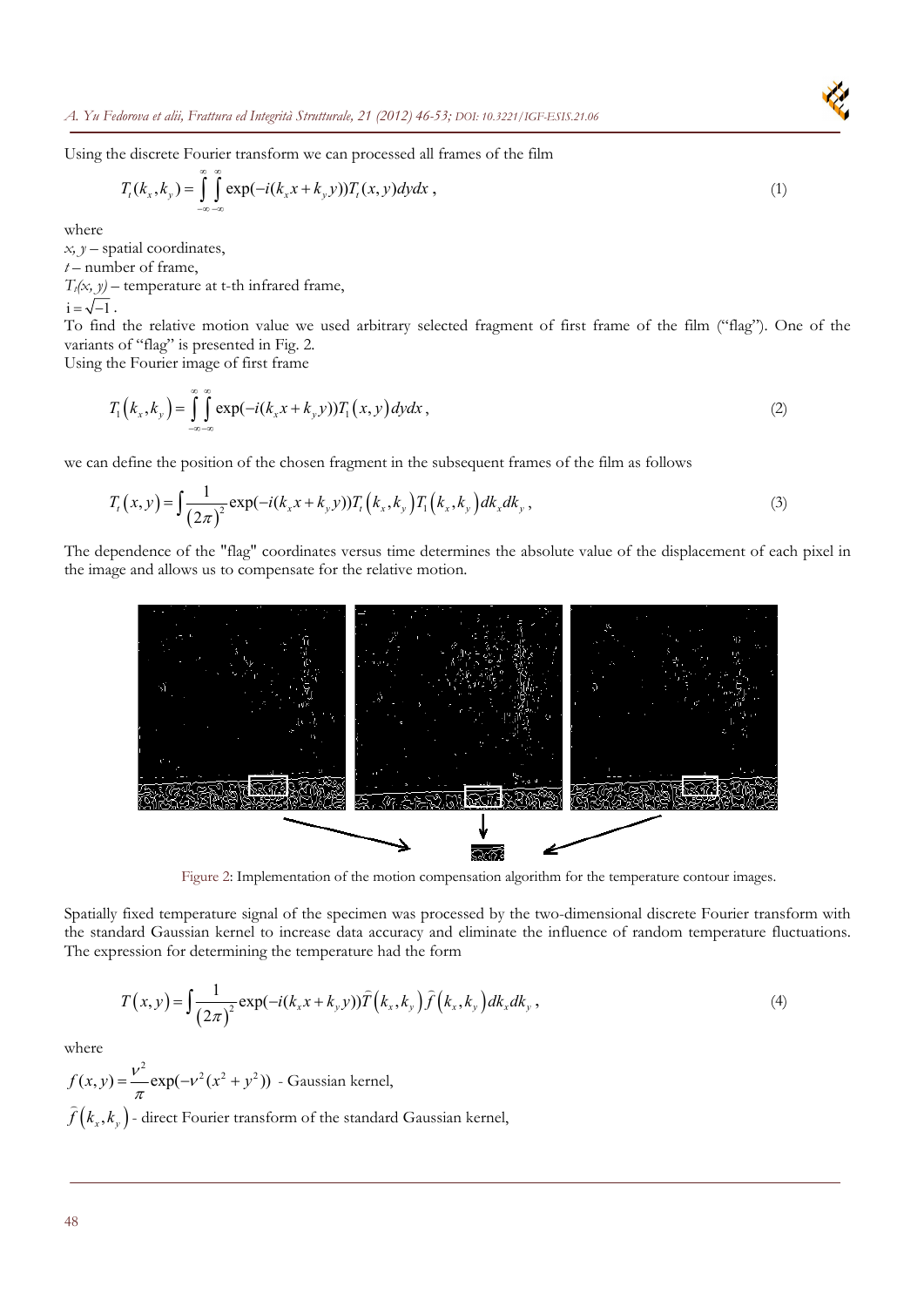Using the discrete Fourier transform we can processed all frames of the film

$$T_t(k_x, k_y) = \int_{-\infty}^{\infty}\int_{-\infty}^{\infty} \exp(-i(k_x x + k_y y))T_t(x, y)dydx\,, \tag{1}$$

where

$x, y$ – spatial coordinates,

$t$ – number of frame,

$T_t(x, y)$ – temperature at t-th infrared frame,

$i = \sqrt{-1}$.

To find the relative motion value we used arbitrary selected fragment of first frame of the film ("flag"). One of the variants of "flag" is presented in Fig. 2.

Using the Fourier image of first frame

$$T_1\left(k_x, k_y\right) = \int_{-\infty}^{\infty}\int_{-\infty}^{\infty} \exp(-i(k_x x + k_y y))T_1\left(x, y\right)dydx\,, \tag{2}$$

we can define the position of the chosen fragment in the subsequent frames of the film as follows

$$T_t\left(x, y\right) = \int \frac{1}{\left(2\pi\right)^2} \exp(-i(k_x x + k_y y))T_t\left(k_x, k_y\right)T_1\left(k_x, k_y\right)dk_x dk_y\,, \tag{3}$$

The dependence of the "flag" coordinates versus time determines the absolute value of the displacement of each pixel in the image and allows us to compensate for the relative motion.

Figure 2: Implementation of the motion compensation algorithm for the temperature contour images.

Spatially fixed temperature signal of the specimen was processed by the two-dimensional discrete Fourier transform with the standard Gaussian kernel to increase data accuracy and eliminate the influence of random temperature fluctuations. The expression for determining the temperature had the form

$$T\left(x, y\right) = \int \frac{1}{\left(2\pi\right)^2} \exp(-i(k_x x + k_y y))\widehat{T}\left(k_x, k_y\right)\widehat{f}\left(k_x, k_y\right)dk_x dk_y\,, \tag{4}$$

where

$f(x, y) = \dfrac{\nu^2}{\pi}\exp(-\nu^2(x^2 + y^2))$ - Gaussian kernel,

$\widehat{f}\left(k_x, k_y\right)$ - direct Fourier transform of the standard Gaussian kernel,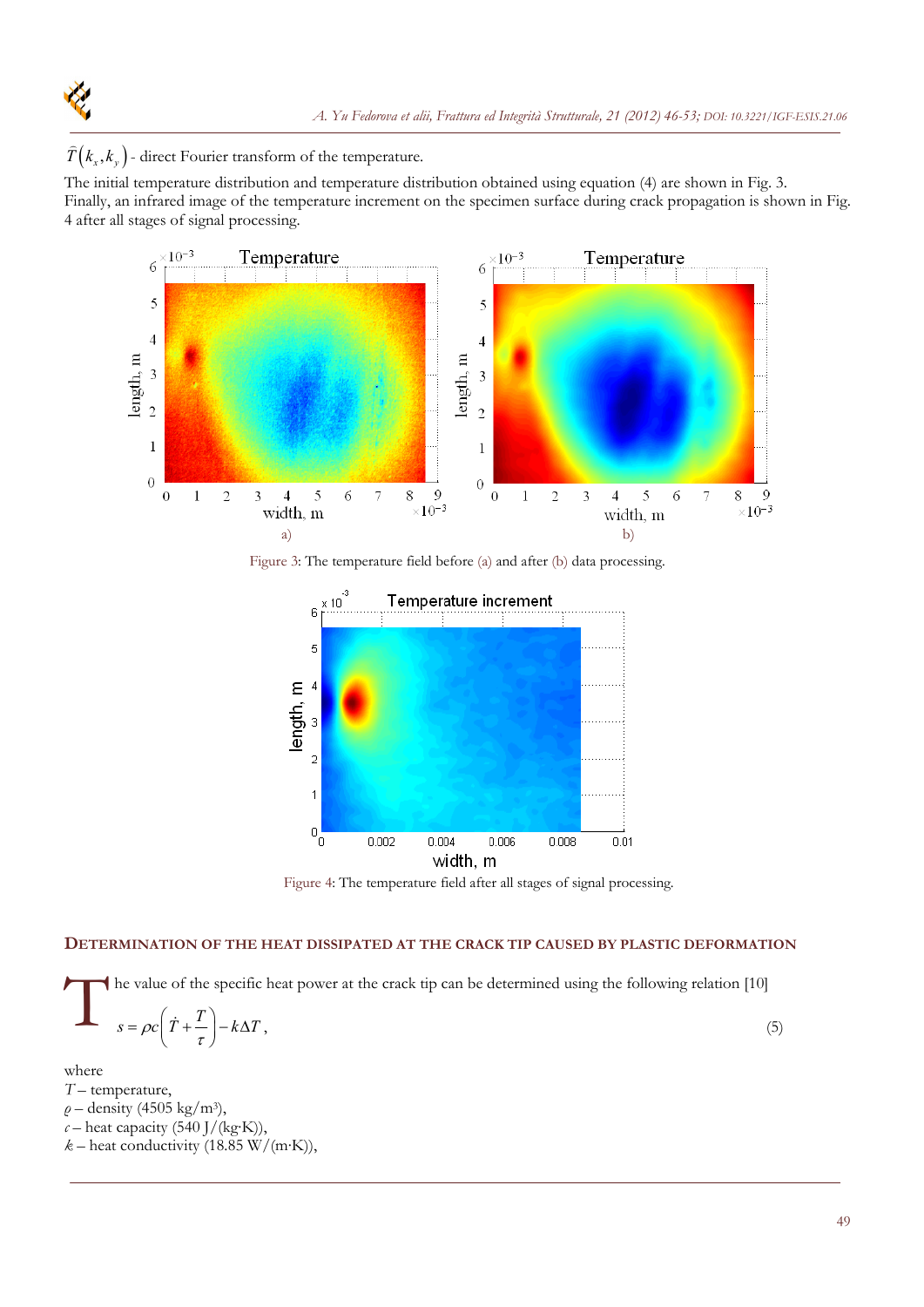$\hat{T}(k_x, k_y)$ - direct Fourier transform of the temperature.

The initial temperature distribution and temperature distribution obtained using equation (4) are shown in Fig. 3.
Finally, an infrared image of the temperature increment on the specimen surface during crack propagation is shown in Fig. 4 after all stages of signal processing.

Figure 3: The temperature field before (a) and after (b) data processing.

Figure 4: The temperature field after all stages of signal processing.

## DETERMINATION OF THE HEAT DISSIPATED AT THE CRACK TIP CAUSED BY PLASTIC DEFORMATION

The value of the specific heat power at the crack tip can be determined using the following relation [10]

$$s = \rho c\left(\dot{T} + \frac{T}{\tau}\right) - k\Delta T, \tag{5}$$

where
$T$ – temperature,
$\rho$ – density (4505 kg/m³),
$c$ – heat capacity (540 J/(kg·K)),
$k$ – heat conductivity (18.85 W/(m·K)),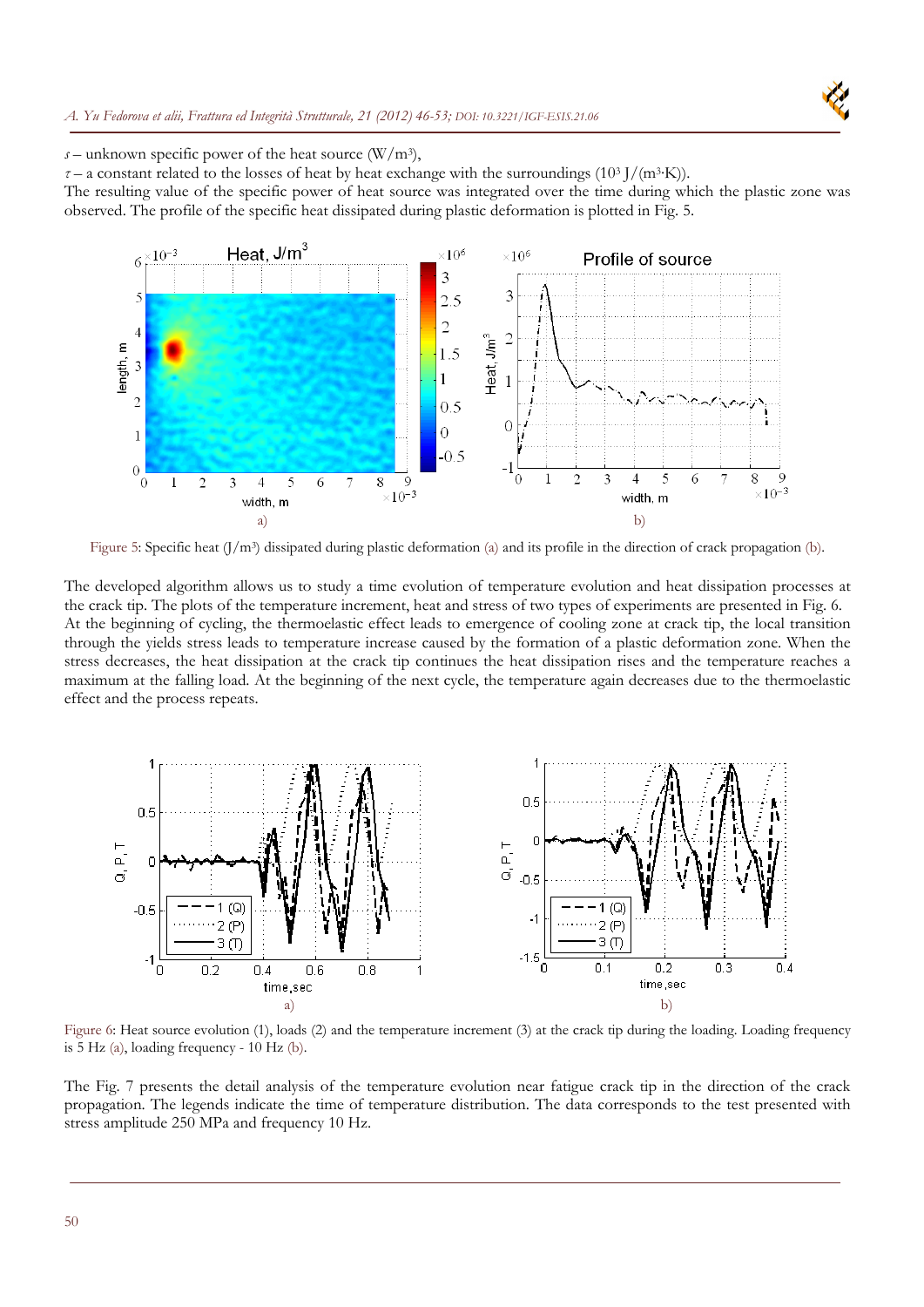$s$ – unknown specific power of the heat source (W/m$^3$),

$\tau$ – a constant related to the losses of heat by heat exchange with the surroundings ($10^3$ J/(m$^3$·K)).

The resulting value of the specific power of heat source was integrated over the time during which the plastic zone was observed. The profile of the specific heat dissipated during plastic deformation is plotted in Fig. 5.

Figure 5: Specific heat (J/m$^3$) dissipated during plastic deformation (a) and its profile in the direction of crack propagation (b).

The developed algorithm allows us to study a time evolution of temperature evolution and heat dissipation processes at the crack tip. The plots of the temperature increment, heat and stress of two types of experiments are presented in Fig. 6.
At the beginning of cycling, the thermoelastic effect leads to emergence of cooling zone at crack tip, the local transition through the yields stress leads to temperature increase caused by the formation of a plastic deformation zone. When the stress decreases, the heat dissipation at the crack tip continues the heat dissipation rises and the temperature reaches a maximum at the falling load. At the beginning of the next cycle, the temperature again decreases due to the thermoelastic effect and the process repeats.

Figure 6: Heat source evolution (1), loads (2) and the temperature increment (3) at the crack tip during the loading. Loading frequency is 5 Hz (a), loading frequency - 10 Hz (b).

The Fig. 7 presents the detail analysis of the temperature evolution near fatigue crack tip in the direction of the crack propagation. The legends indicate the time of temperature distribution. The data corresponds to the test presented with stress amplitude 250 MPa and frequency 10 Hz.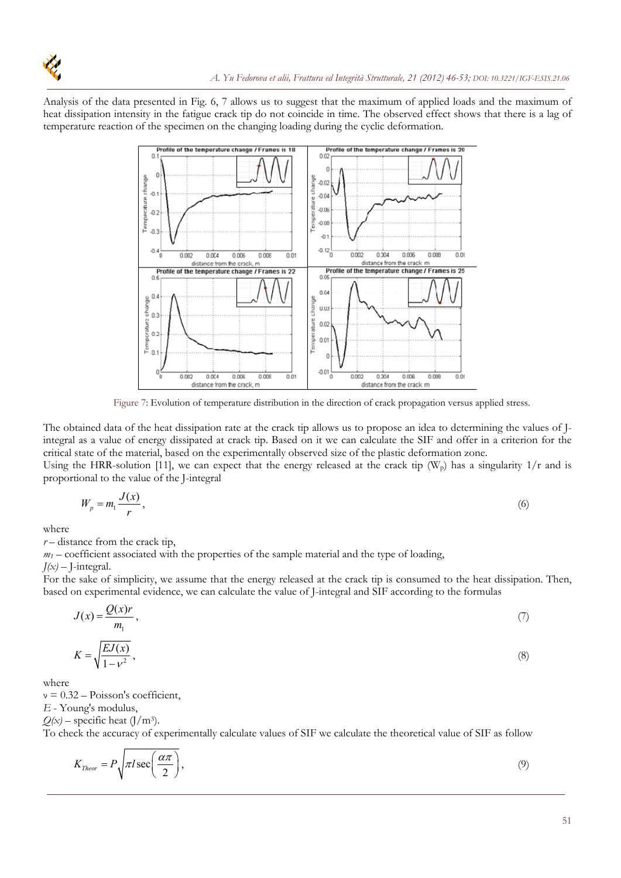Analysis of the data presented in Fig. 6, 7 allows us to suggest that the maximum of applied loads and the maximum of heat dissipation intensity in the fatigue crack tip do not coincide in time. The observed effect shows that there is a lag of temperature reaction of the specimen on the changing loading during the cyclic deformation.

Figure 7: Evolution of temperature distribution in the direction of crack propagation versus applied stress.

The obtained data of the heat dissipation rate at the crack tip allows us to propose an idea to determining the values of J-integral as a value of energy dissipated at crack tip. Based on it we can calculate the SIF and offer in a criterion for the critical state of the material, based on the experimentally observed size of the plastic deformation zone.

Using the HRR-solution [11], we can expect that the energy released at the crack tip ($W_p$) has a singularity $1/r$ and is proportional to the value of the J-integral

$$W_p = m_1 \frac{J(x)}{r}, \tag{6}$$

where

$r$ – distance from the crack tip,

$m_1$ – coefficient associated with the properties of the sample material and the type of loading,

$J(x)$ – J-integral.

For the sake of simplicity, we assume that the energy released at the crack tip is consumed to the heat dissipation. Then, based on experimental evidence, we can calculate the value of J-integral and SIF according to the formulas

$$J(x) = \frac{Q(x)r}{m_1}, \tag{7}$$

$$K = \sqrt{\frac{EJ(x)}{1-\nu^2}}, \tag{8}$$

where

$\nu = 0.32$ – Poisson's coefficient,

$E$ - Young's modulus,

$Q(x)$ – specific heat ($J/m^3$).

To check the accuracy of experimentally calculate values of SIF we calculate the theoretical value of SIF as follow

$$K_{Theor} = P\sqrt{\pi l \sec\left(\frac{\alpha\pi}{2}\right)}, \tag{9}$$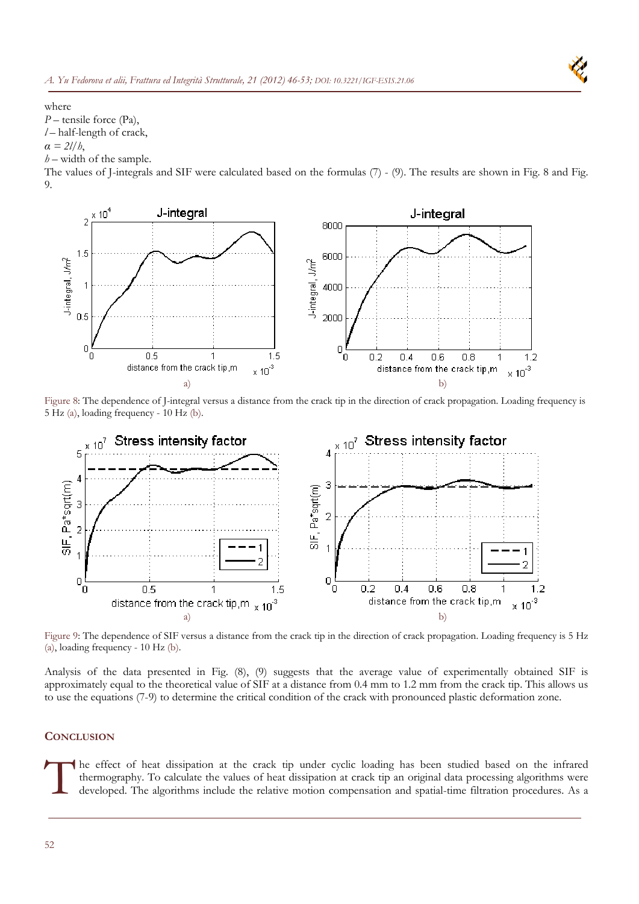where

$P$ – tensile force (Pa),

$l$ – half-length of crack,

$\alpha = 2l/b$,

$b$ – width of the sample.

The values of J-integrals and SIF were calculated based on the formulas (7) - (9). The results are shown in Fig. 8 and Fig. 9.

Figure 8: The dependence of J-integral versus a distance from the crack tip in the direction of crack propagation. Loading frequency is 5 Hz (a), loading frequency - 10 Hz (b).

Figure 9: The dependence of SIF versus a distance from the crack tip in the direction of crack propagation. Loading frequency is 5 Hz (a), loading frequency - 10 Hz (b).

Analysis of the data presented in Fig. (8), (9) suggests that the average value of experimentally obtained SIF is approximately equal to the theoretical value of SIF at a distance from 0.4 mm to 1.2 mm from the crack tip. This allows us to use the equations (7-9) to determine the critical condition of the crack with pronounced plastic deformation zone.

## CONCLUSION

The effect of heat dissipation at the crack tip under cyclic loading has been studied based on the infrared thermography. To calculate the values of heat dissipation at crack tip an original data processing algorithms were developed. The algorithms include the relative motion compensation and spatial-time filtration procedures. As a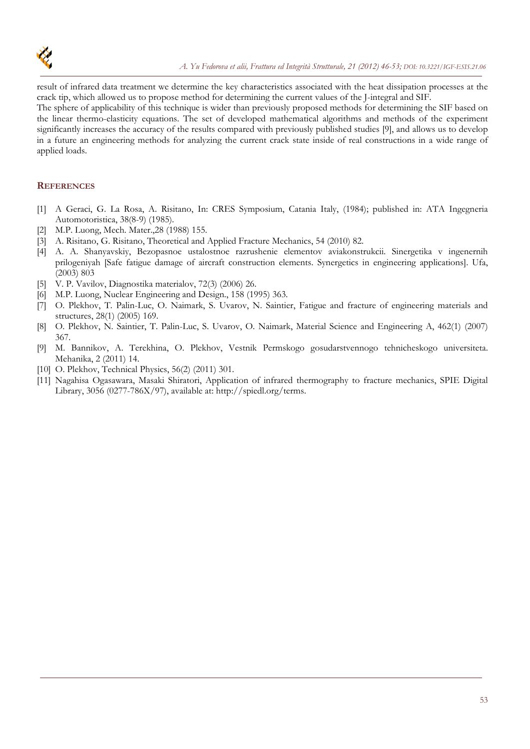result of infrared data treatment we determine the key characteristics associated with the heat dissipation processes at the crack tip, which allowed us to propose method for determining the current values of the J-integral and SIF.

The sphere of applicability of this technique is wider than previously proposed methods for determining the SIF based on the linear thermo-elasticity equations. The set of developed mathematical algorithms and methods of the experiment significantly increases the accuracy of the results compared with previously published studies [9], and allows us to develop in a future an engineering methods for analyzing the current crack state inside of real constructions in a wide range of applied loads.

## REFERENCES

[1] A Geraci, G. La Rosa, A. Risitano, In: CRES Symposium, Catania Italy, (1984); published in: ATA Ingegneria Automotoristica, 38(8-9) (1985).

[2] M.P. Luong, Mech. Mater.,28 (1988) 155.

[3] A. Risitano, G. Risitano, Theoretical and Applied Fracture Mechanics, 54 (2010) 82.

[4] A. A. Shanyavskiy, Bezopasnoe ustalostnoe razrushenie elementov aviakonstrukcii. Sinergetika v ingenernih prilogeniyah [Safe fatigue damage of aircraft construction elements. Synergetics in engineering applications]. Ufa, (2003) 803

[5] V. P. Vavilov, Diagnostika materialov, 72(3) (2006) 26.

[6] M.P. Luong, Nuclear Engineering and Design., 158 (1995) 363.

[7] O. Plekhov, T. Palin-Luc, O. Naimark, S. Uvarov, N. Saintier, Fatigue and fracture of engineering materials and structures, 28(1) (2005) 169.

[8] O. Plekhov, N. Saintier, T. Palin-Luc, S. Uvarov, O. Naimark, Material Science and Engineering A, 462(1) (2007) 367.

[9] M. Bannikov, A. Terekhina, O. Plekhov, Vestnik Permskogo gosudarstvennogo tehnicheskogo universiteta. Mehanika, 2 (2011) 14.

[10] O. Plekhov, Technical Physics, 56(2) (2011) 301.

[11] Nagahisa Ogasawara, Masaki Shiratori, Application of infrared thermography to fracture mechanics, SPIE Digital Library, 3056 (0277-786X/97), available at: http://spiedl.org/terms.